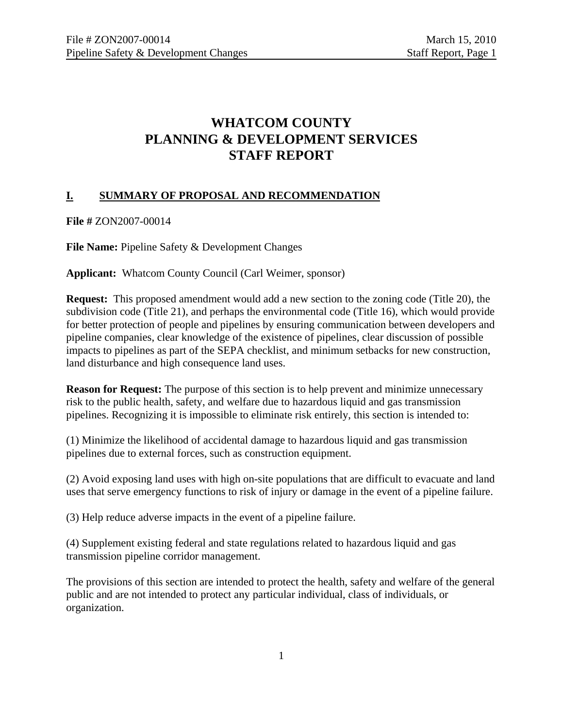# WHATCOM COUNTY
# PLANNING & DEVELOPMENT SERVICES
# STAFF REPORT

## I. SUMMARY OF PROPOSAL AND RECOMMENDATION

**File #** ZON2007-00014

**File Name:** Pipeline Safety & Development Changes

**Applicant:** Whatcom County Council (Carl Weimer, sponsor)

**Request:** This proposed amendment would add a new section to the zoning code (Title 20), the subdivision code (Title 21), and perhaps the environmental code (Title 16), which would provide for better protection of people and pipelines by ensuring communication between developers and pipeline companies, clear knowledge of the existence of pipelines, clear discussion of possible impacts to pipelines as part of the SEPA checklist, and minimum setbacks for new construction, land disturbance and high consequence land uses.

**Reason for Request:** The purpose of this section is to help prevent and minimize unnecessary risk to the public health, safety, and welfare due to hazardous liquid and gas transmission pipelines. Recognizing it is impossible to eliminate risk entirely, this section is intended to:

(1) Minimize the likelihood of accidental damage to hazardous liquid and gas transmission pipelines due to external forces, such as construction equipment.

(2) Avoid exposing land uses with high on-site populations that are difficult to evacuate and land uses that serve emergency functions to risk of injury or damage in the event of a pipeline failure.

(3) Help reduce adverse impacts in the event of a pipeline failure.

(4) Supplement existing federal and state regulations related to hazardous liquid and gas transmission pipeline corridor management.

The provisions of this section are intended to protect the health, safety and welfare of the general public and are not intended to protect any particular individual, class of individuals, or organization.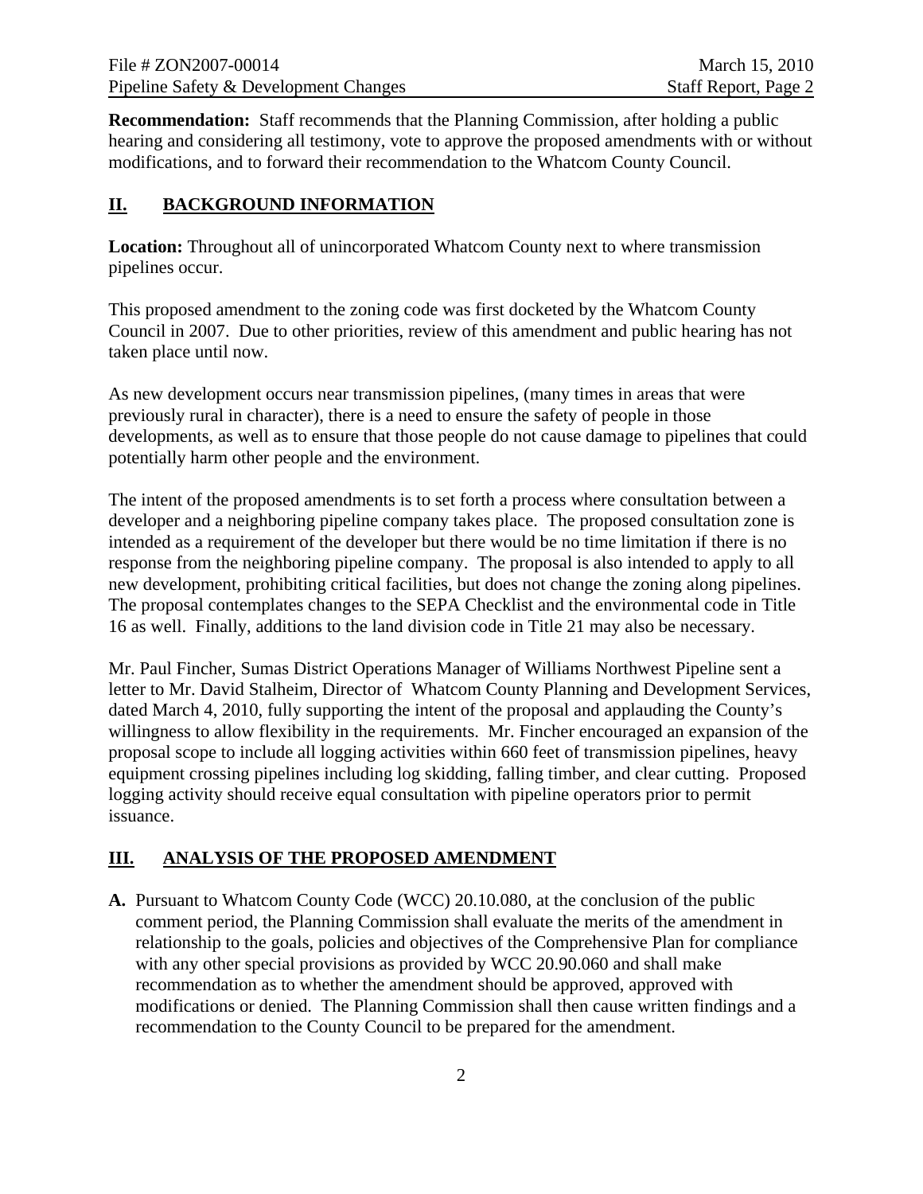**Recommendation:** Staff recommends that the Planning Commission, after holding a public hearing and considering all testimony, vote to approve the proposed amendments with or without modifications, and to forward their recommendation to the Whatcom County Council.

## II. BACKGROUND INFORMATION

**Location:** Throughout all of unincorporated Whatcom County next to where transmission pipelines occur.

This proposed amendment to the zoning code was first docketed by the Whatcom County Council in 2007. Due to other priorities, review of this amendment and public hearing has not taken place until now.

As new development occurs near transmission pipelines, (many times in areas that were previously rural in character), there is a need to ensure the safety of people in those developments, as well as to ensure that those people do not cause damage to pipelines that could potentially harm other people and the environment.

The intent of the proposed amendments is to set forth a process where consultation between a developer and a neighboring pipeline company takes place. The proposed consultation zone is intended as a requirement of the developer but there would be no time limitation if there is no response from the neighboring pipeline company. The proposal is also intended to apply to all new development, prohibiting critical facilities, but does not change the zoning along pipelines. The proposal contemplates changes to the SEPA Checklist and the environmental code in Title 16 as well. Finally, additions to the land division code in Title 21 may also be necessary.

Mr. Paul Fincher, Sumas District Operations Manager of Williams Northwest Pipeline sent a letter to Mr. David Stalheim, Director of Whatcom County Planning and Development Services, dated March 4, 2010, fully supporting the intent of the proposal and applauding the County's willingness to allow flexibility in the requirements. Mr. Fincher encouraged an expansion of the proposal scope to include all logging activities within 660 feet of transmission pipelines, heavy equipment crossing pipelines including log skidding, falling timber, and clear cutting. Proposed logging activity should receive equal consultation with pipeline operators prior to permit issuance.

## III. ANALYSIS OF THE PROPOSED AMENDMENT

**A.** Pursuant to Whatcom County Code (WCC) 20.10.080, at the conclusion of the public comment period, the Planning Commission shall evaluate the merits of the amendment in relationship to the goals, policies and objectives of the Comprehensive Plan for compliance with any other special provisions as provided by WCC 20.90.060 and shall make recommendation as to whether the amendment should be approved, approved with modifications or denied. The Planning Commission shall then cause written findings and a recommendation to the County Council to be prepared for the amendment.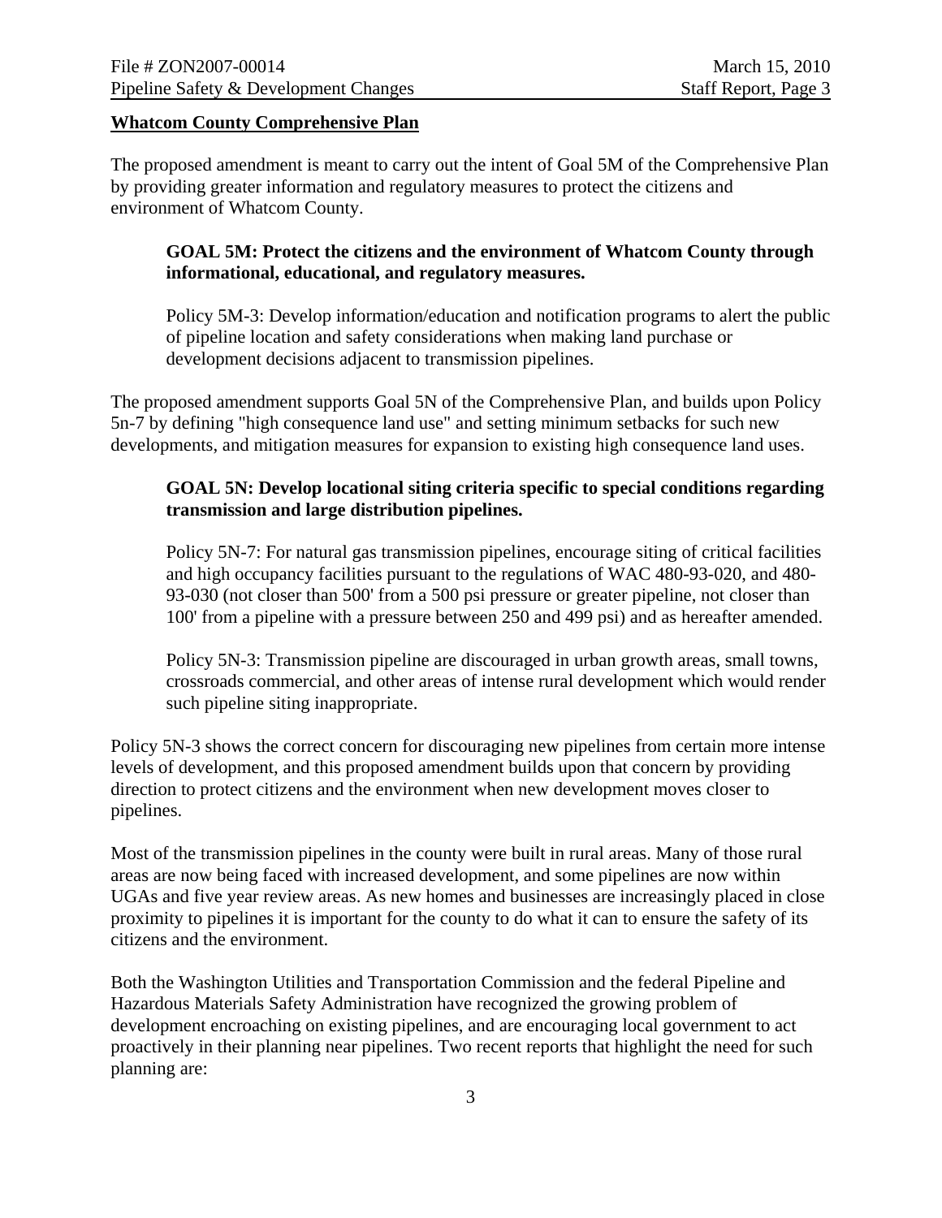**Whatcom County Comprehensive Plan**

The proposed amendment is meant to carry out the intent of Goal 5M of the Comprehensive Plan by providing greater information and regulatory measures to protect the citizens and environment of Whatcom County.

> **GOAL 5M: Protect the citizens and the environment of Whatcom County through informational, educational, and regulatory measures.**
>
> Policy 5M-3: Develop information/education and notification programs to alert the public of pipeline location and safety considerations when making land purchase or development decisions adjacent to transmission pipelines.

The proposed amendment supports Goal 5N of the Comprehensive Plan, and builds upon Policy 5n-7 by defining "high consequence land use" and setting minimum setbacks for such new developments, and mitigation measures for expansion to existing high consequence land uses.

> **GOAL 5N: Develop locational siting criteria specific to special conditions regarding transmission and large distribution pipelines.**
>
> Policy 5N-7: For natural gas transmission pipelines, encourage siting of critical facilities and high occupancy facilities pursuant to the regulations of WAC 480-93-020, and 480-93-030 (not closer than 500' from a 500 psi pressure or greater pipeline, not closer than 100' from a pipeline with a pressure between 250 and 499 psi) and as hereafter amended.
>
> Policy 5N-3: Transmission pipeline are discouraged in urban growth areas, small towns, crossroads commercial, and other areas of intense rural development which would render such pipeline siting inappropriate.

Policy 5N-3 shows the correct concern for discouraging new pipelines from certain more intense levels of development, and this proposed amendment builds upon that concern by providing direction to protect citizens and the environment when new development moves closer to pipelines.

Most of the transmission pipelines in the county were built in rural areas. Many of those rural areas are now being faced with increased development, and some pipelines are now within UGAs and five year review areas. As new homes and businesses are increasingly placed in close proximity to pipelines it is important for the county to do what it can to ensure the safety of its citizens and the environment.

Both the Washington Utilities and Transportation Commission and the federal Pipeline and Hazardous Materials Safety Administration have recognized the growing problem of development encroaching on existing pipelines, and are encouraging local government to act proactively in their planning near pipelines. Two recent reports that highlight the need for such planning are: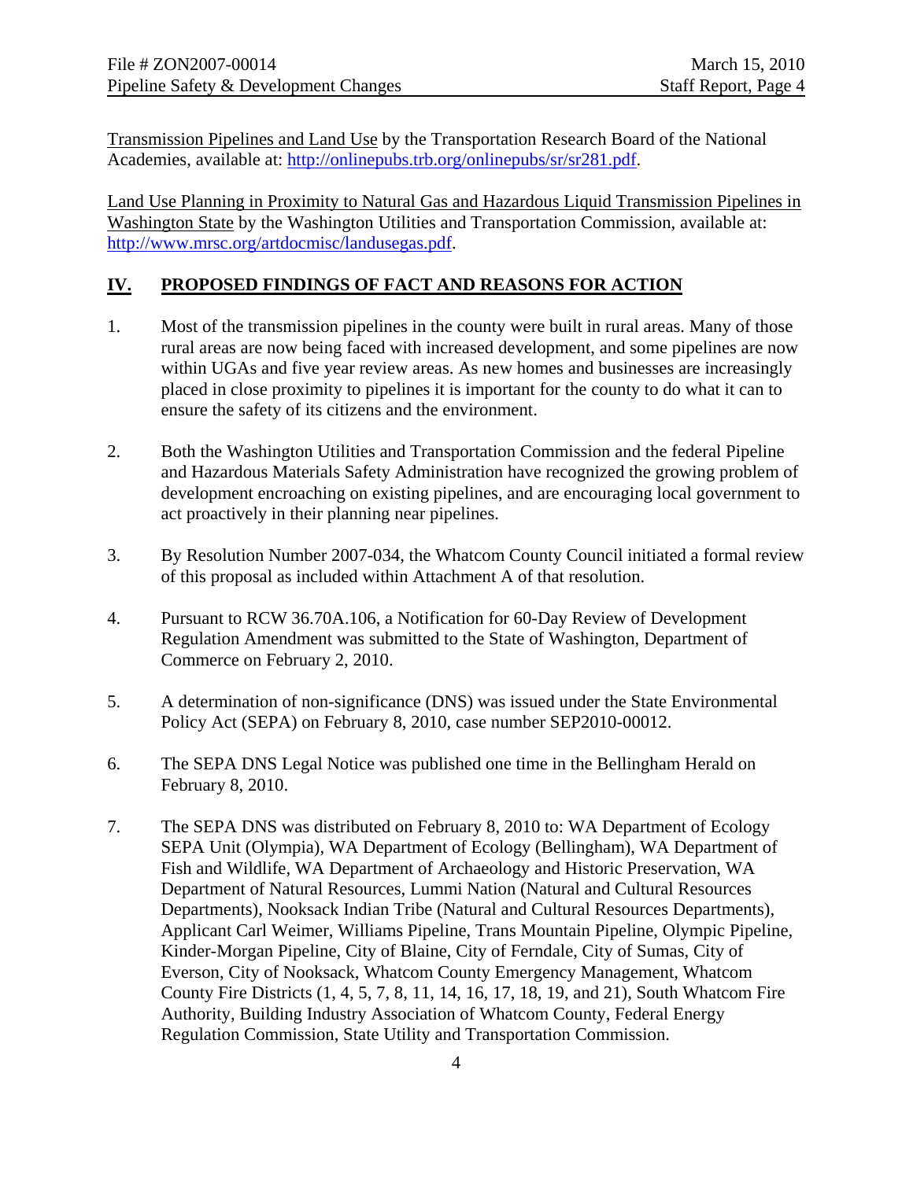Transmission Pipelines and Land Use by the Transportation Research Board of the National Academies, available at: http://onlinepubs.trb.org/onlinepubs/sr/sr281.pdf.

Land Use Planning in Proximity to Natural Gas and Hazardous Liquid Transmission Pipelines in Washington State by the Washington Utilities and Transportation Commission, available at: http://www.mrsc.org/artdocmisc/landusegas.pdf.

## IV. PROPOSED FINDINGS OF FACT AND REASONS FOR ACTION

1. Most of the transmission pipelines in the county were built in rural areas. Many of those rural areas are now being faced with increased development, and some pipelines are now within UGAs and five year review areas. As new homes and businesses are increasingly placed in close proximity to pipelines it is important for the county to do what it can to ensure the safety of its citizens and the environment.

2. Both the Washington Utilities and Transportation Commission and the federal Pipeline and Hazardous Materials Safety Administration have recognized the growing problem of development encroaching on existing pipelines, and are encouraging local government to act proactively in their planning near pipelines.

3. By Resolution Number 2007-034, the Whatcom County Council initiated a formal review of this proposal as included within Attachment A of that resolution.

4. Pursuant to RCW 36.70A.106, a Notification for 60-Day Review of Development Regulation Amendment was submitted to the State of Washington, Department of Commerce on February 2, 2010.

5. A determination of non-significance (DNS) was issued under the State Environmental Policy Act (SEPA) on February 8, 2010, case number SEP2010-00012.

6. The SEPA DNS Legal Notice was published one time in the Bellingham Herald on February 8, 2010.

7. The SEPA DNS was distributed on February 8, 2010 to: WA Department of Ecology SEPA Unit (Olympia), WA Department of Ecology (Bellingham), WA Department of Fish and Wildlife, WA Department of Archaeology and Historic Preservation, WA Department of Natural Resources, Lummi Nation (Natural and Cultural Resources Departments), Nooksack Indian Tribe (Natural and Cultural Resources Departments), Applicant Carl Weimer, Williams Pipeline, Trans Mountain Pipeline, Olympic Pipeline, Kinder-Morgan Pipeline, City of Blaine, City of Ferndale, City of Sumas, City of Everson, City of Nooksack, Whatcom County Emergency Management, Whatcom County Fire Districts (1, 4, 5, 7, 8, 11, 14, 16, 17, 18, 19, and 21), South Whatcom Fire Authority, Building Industry Association of Whatcom County, Federal Energy Regulation Commission, State Utility and Transportation Commission.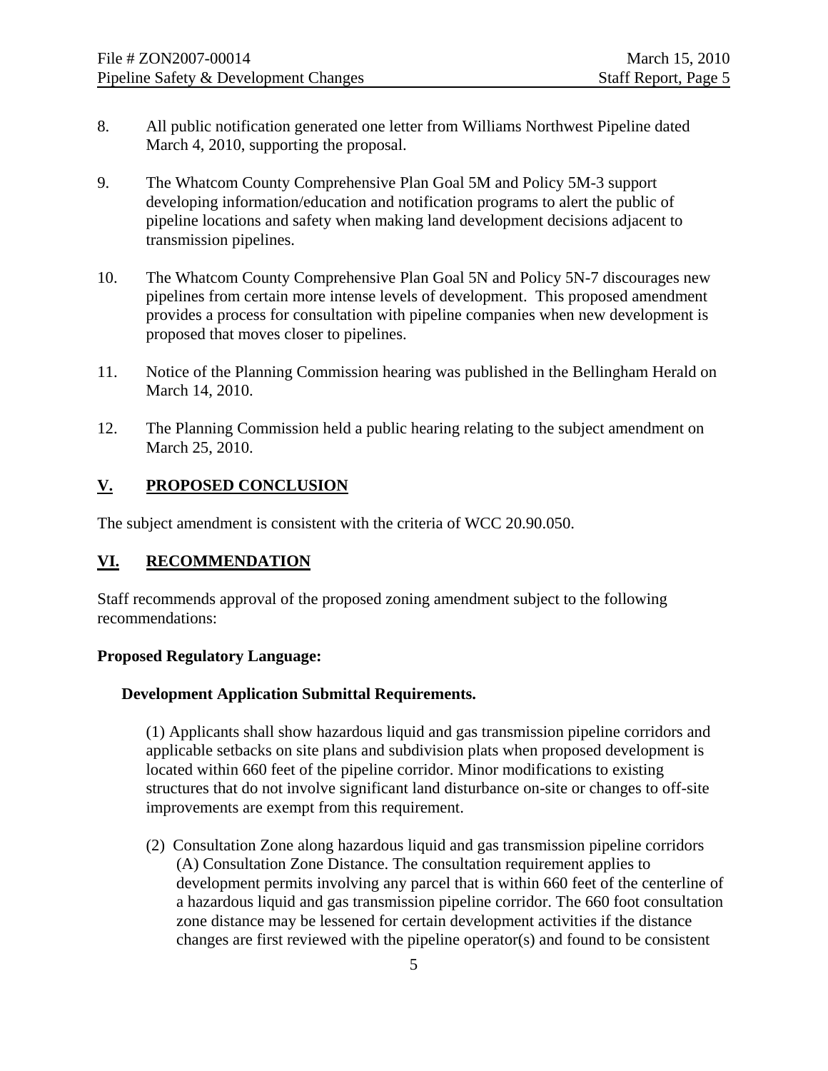8. All public notification generated one letter from Williams Northwest Pipeline dated March 4, 2010, supporting the proposal.

9. The Whatcom County Comprehensive Plan Goal 5M and Policy 5M-3 support developing information/education and notification programs to alert the public of pipeline locations and safety when making land development decisions adjacent to transmission pipelines.

10. The Whatcom County Comprehensive Plan Goal 5N and Policy 5N-7 discourages new pipelines from certain more intense levels of development. This proposed amendment provides a process for consultation with pipeline companies when new development is proposed that moves closer to pipelines.

11. Notice of the Planning Commission hearing was published in the Bellingham Herald on March 14, 2010.

12. The Planning Commission held a public hearing relating to the subject amendment on March 25, 2010.

## V. PROPOSED CONCLUSION

The subject amendment is consistent with the criteria of WCC 20.90.050.

## VI. RECOMMENDATION

Staff recommends approval of the proposed zoning amendment subject to the following recommendations:

**Proposed Regulatory Language:**

**Development Application Submittal Requirements.**

(1) Applicants shall show hazardous liquid and gas transmission pipeline corridors and applicable setbacks on site plans and subdivision plats when proposed development is located within 660 feet of the pipeline corridor. Minor modifications to existing structures that do not involve significant land disturbance on-site or changes to off-site improvements are exempt from this requirement.

(2) Consultation Zone along hazardous liquid and gas transmission pipeline corridors
(A) Consultation Zone Distance. The consultation requirement applies to development permits involving any parcel that is within 660 feet of the centerline of a hazardous liquid and gas transmission pipeline corridor. The 660 foot consultation zone distance may be lessened for certain development activities if the distance changes are first reviewed with the pipeline operator(s) and found to be consistent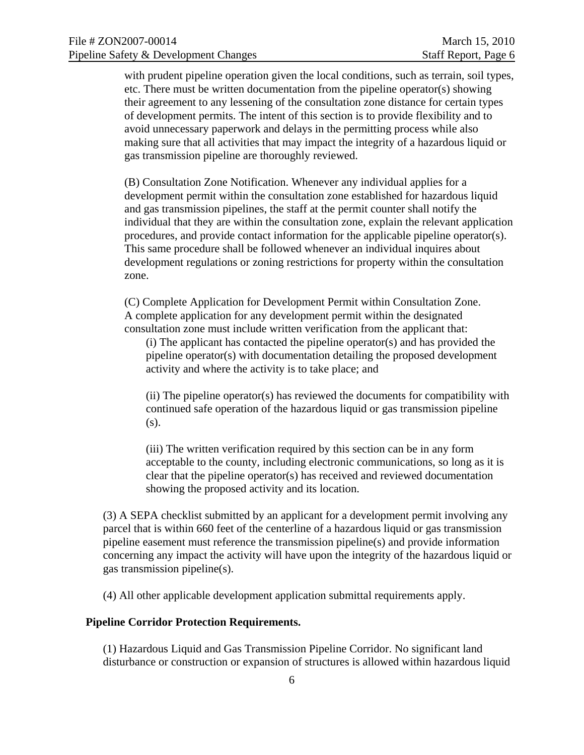with prudent pipeline operation given the local conditions, such as terrain, soil types, etc. There must be written documentation from the pipeline operator(s) showing their agreement to any lessening of the consultation zone distance for certain types of development permits. The intent of this section is to provide flexibility and to avoid unnecessary paperwork and delays in the permitting process while also making sure that all activities that may impact the integrity of a hazardous liquid or gas transmission pipeline are thoroughly reviewed.

(B) Consultation Zone Notification. Whenever any individual applies for a development permit within the consultation zone established for hazardous liquid and gas transmission pipelines, the staff at the permit counter shall notify the individual that they are within the consultation zone, explain the relevant application procedures, and provide contact information for the applicable pipeline operator(s). This same procedure shall be followed whenever an individual inquires about development regulations or zoning restrictions for property within the consultation zone.

(C) Complete Application for Development Permit within Consultation Zone. A complete application for any development permit within the designated consultation zone must include written verification from the applicant that:

(i) The applicant has contacted the pipeline operator(s) and has provided the pipeline operator(s) with documentation detailing the proposed development activity and where the activity is to take place; and

(ii) The pipeline operator(s) has reviewed the documents for compatibility with continued safe operation of the hazardous liquid or gas transmission pipeline (s).

(iii) The written verification required by this section can be in any form acceptable to the county, including electronic communications, so long as it is clear that the pipeline operator(s) has received and reviewed documentation showing the proposed activity and its location.

(3) A SEPA checklist submitted by an applicant for a development permit involving any parcel that is within 660 feet of the centerline of a hazardous liquid or gas transmission pipeline easement must reference the transmission pipeline(s) and provide information concerning any impact the activity will have upon the integrity of the hazardous liquid or gas transmission pipeline(s).

(4) All other applicable development application submittal requirements apply.

**Pipeline Corridor Protection Requirements.**

(1) Hazardous Liquid and Gas Transmission Pipeline Corridor. No significant land disturbance or construction or expansion of structures is allowed within hazardous liquid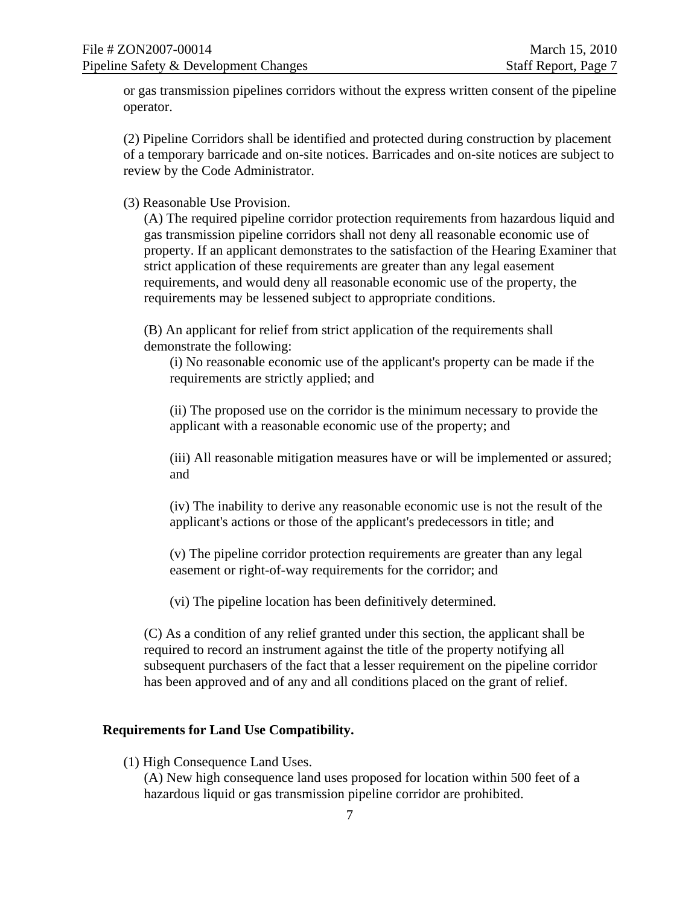or gas transmission pipelines corridors without the express written consent of the pipeline operator.

(2) Pipeline Corridors shall be identified and protected during construction by placement of a temporary barricade and on-site notices. Barricades and on-site notices are subject to review by the Code Administrator.

(3) Reasonable Use Provision.

(A) The required pipeline corridor protection requirements from hazardous liquid and gas transmission pipeline corridors shall not deny all reasonable economic use of property. If an applicant demonstrates to the satisfaction of the Hearing Examiner that strict application of these requirements are greater than any legal easement requirements, and would deny all reasonable economic use of the property, the requirements may be lessened subject to appropriate conditions.

(B) An applicant for relief from strict application of the requirements shall demonstrate the following:

(i) No reasonable economic use of the applicant's property can be made if the requirements are strictly applied; and

(ii) The proposed use on the corridor is the minimum necessary to provide the applicant with a reasonable economic use of the property; and

(iii) All reasonable mitigation measures have or will be implemented or assured; and

(iv) The inability to derive any reasonable economic use is not the result of the applicant's actions or those of the applicant's predecessors in title; and

(v) The pipeline corridor protection requirements are greater than any legal easement or right-of-way requirements for the corridor; and

(vi) The pipeline location has been definitively determined.

(C) As a condition of any relief granted under this section, the applicant shall be required to record an instrument against the title of the property notifying all subsequent purchasers of the fact that a lesser requirement on the pipeline corridor has been approved and of any and all conditions placed on the grant of relief.

**Requirements for Land Use Compatibility.**

(1) High Consequence Land Uses.

(A) New high consequence land uses proposed for location within 500 feet of a hazardous liquid or gas transmission pipeline corridor are prohibited.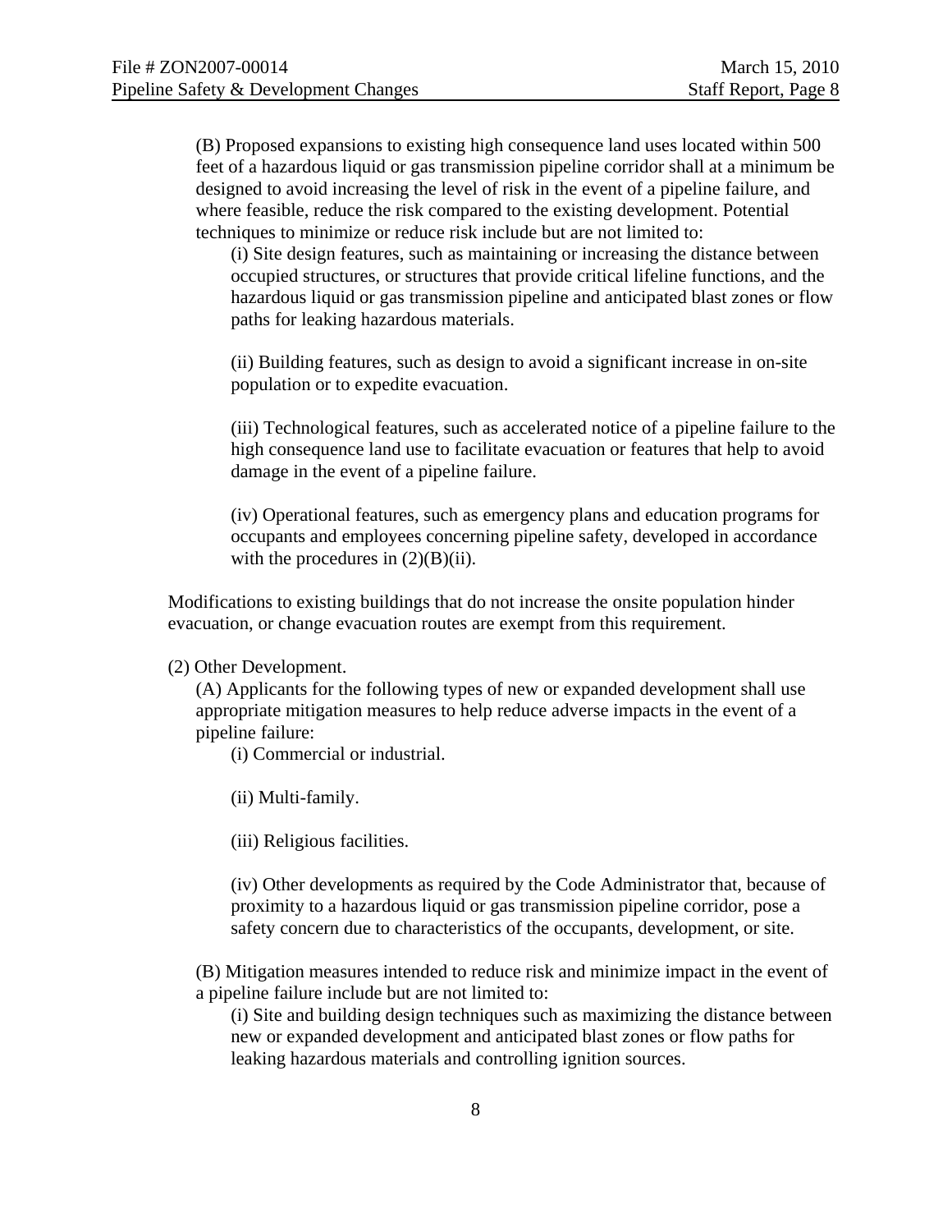(B) Proposed expansions to existing high consequence land uses located within 500 feet of a hazardous liquid or gas transmission pipeline corridor shall at a minimum be designed to avoid increasing the level of risk in the event of a pipeline failure, and where feasible, reduce the risk compared to the existing development. Potential techniques to minimize or reduce risk include but are not limited to:

(i) Site design features, such as maintaining or increasing the distance between occupied structures, or structures that provide critical lifeline functions, and the hazardous liquid or gas transmission pipeline and anticipated blast zones or flow paths for leaking hazardous materials.

(ii) Building features, such as design to avoid a significant increase in on-site population or to expedite evacuation.

(iii) Technological features, such as accelerated notice of a pipeline failure to the high consequence land use to facilitate evacuation or features that help to avoid damage in the event of a pipeline failure.

(iv) Operational features, such as emergency plans and education programs for occupants and employees concerning pipeline safety, developed in accordance with the procedures in (2)(B)(ii).

Modifications to existing buildings that do not increase the onsite population hinder evacuation, or change evacuation routes are exempt from this requirement.

(2) Other Development.

(A) Applicants for the following types of new or expanded development shall use appropriate mitigation measures to help reduce adverse impacts in the event of a pipeline failure:

(i) Commercial or industrial.

(ii) Multi-family.

(iii) Religious facilities.

(iv) Other developments as required by the Code Administrator that, because of proximity to a hazardous liquid or gas transmission pipeline corridor, pose a safety concern due to characteristics of the occupants, development, or site.

(B) Mitigation measures intended to reduce risk and minimize impact in the event of a pipeline failure include but are not limited to:

(i) Site and building design techniques such as maximizing the distance between new or expanded development and anticipated blast zones or flow paths for leaking hazardous materials and controlling ignition sources.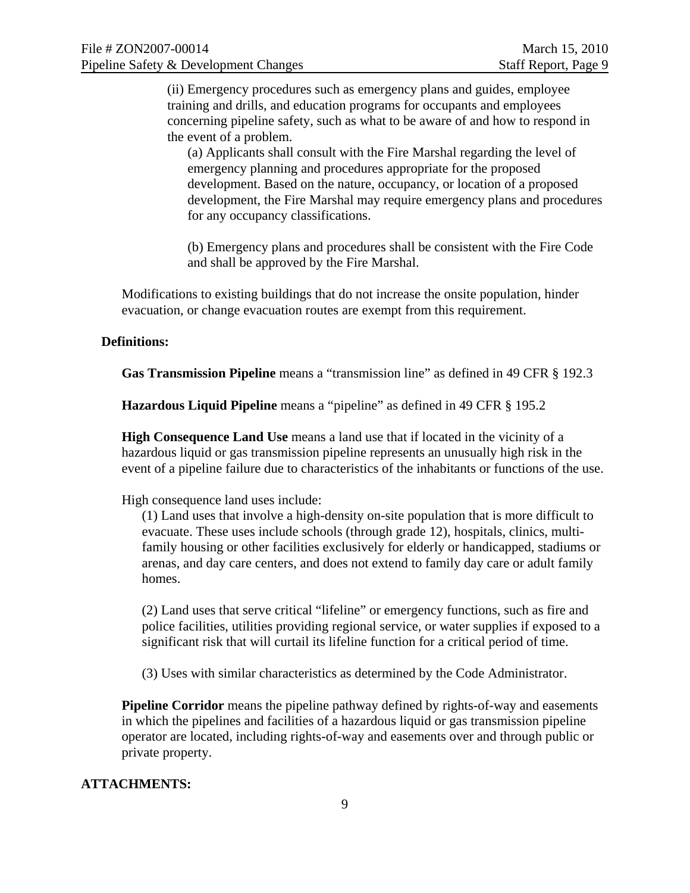(ii) Emergency procedures such as emergency plans and guides, employee training and drills, and education programs for occupants and employees concerning pipeline safety, such as what to be aware of and how to respond in the event of a problem.

(a) Applicants shall consult with the Fire Marshal regarding the level of emergency planning and procedures appropriate for the proposed development. Based on the nature, occupancy, or location of a proposed development, the Fire Marshal may require emergency plans and procedures for any occupancy classifications.

(b) Emergency plans and procedures shall be consistent with the Fire Code and shall be approved by the Fire Marshal.

Modifications to existing buildings that do not increase the onsite population, hinder evacuation, or change evacuation routes are exempt from this requirement.

**Definitions:**

**Gas Transmission Pipeline** means a "transmission line" as defined in 49 CFR § 192.3

**Hazardous Liquid Pipeline** means a "pipeline" as defined in 49 CFR § 195.2

**High Consequence Land Use** means a land use that if located in the vicinity of a hazardous liquid or gas transmission pipeline represents an unusually high risk in the event of a pipeline failure due to characteristics of the inhabitants or functions of the use.

High consequence land uses include:

(1) Land uses that involve a high-density on-site population that is more difficult to evacuate. These uses include schools (through grade 12), hospitals, clinics, multi-family housing or other facilities exclusively for elderly or handicapped, stadiums or arenas, and day care centers, and does not extend to family day care or adult family homes.

(2) Land uses that serve critical "lifeline" or emergency functions, such as fire and police facilities, utilities providing regional service, or water supplies if exposed to a significant risk that will curtail its lifeline function for a critical period of time.

(3) Uses with similar characteristics as determined by the Code Administrator.

**Pipeline Corridor** means the pipeline pathway defined by rights-of-way and easements in which the pipelines and facilities of a hazardous liquid or gas transmission pipeline operator are located, including rights-of-way and easements over and through public or private property.

**ATTACHMENTS:**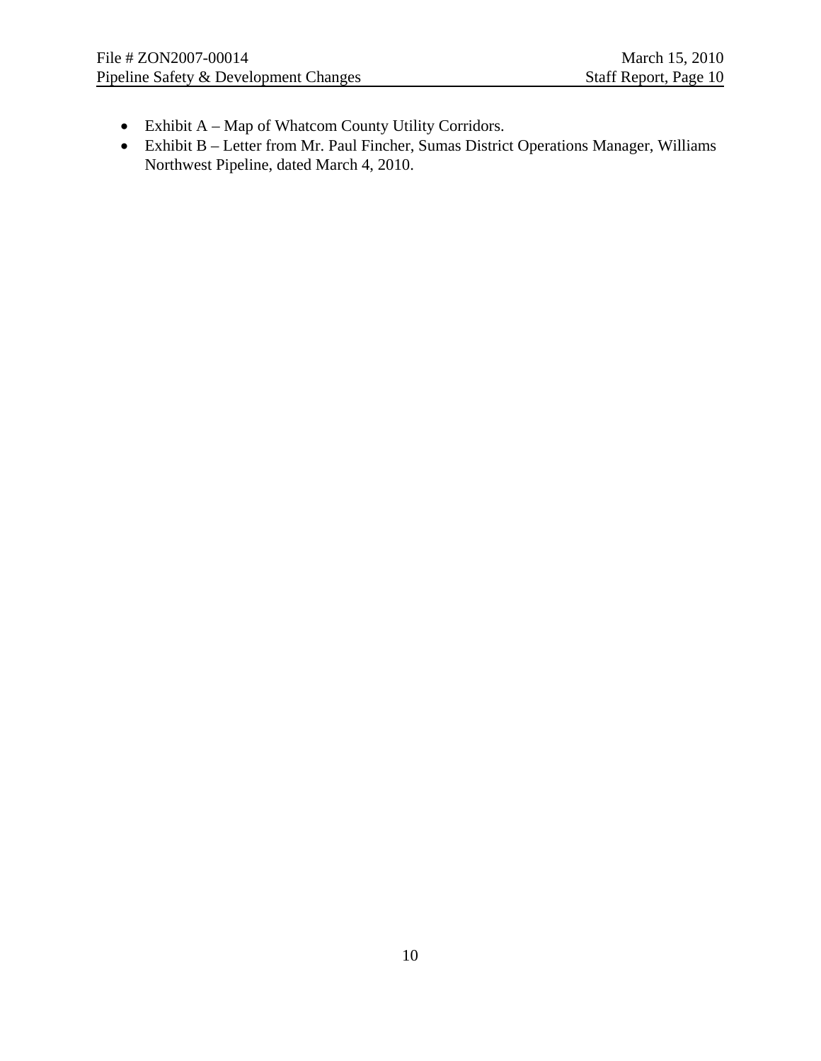- Exhibit A – Map of Whatcom County Utility Corridors.
- Exhibit B – Letter from Mr. Paul Fincher, Sumas District Operations Manager, Williams Northwest Pipeline, dated March 4, 2010.